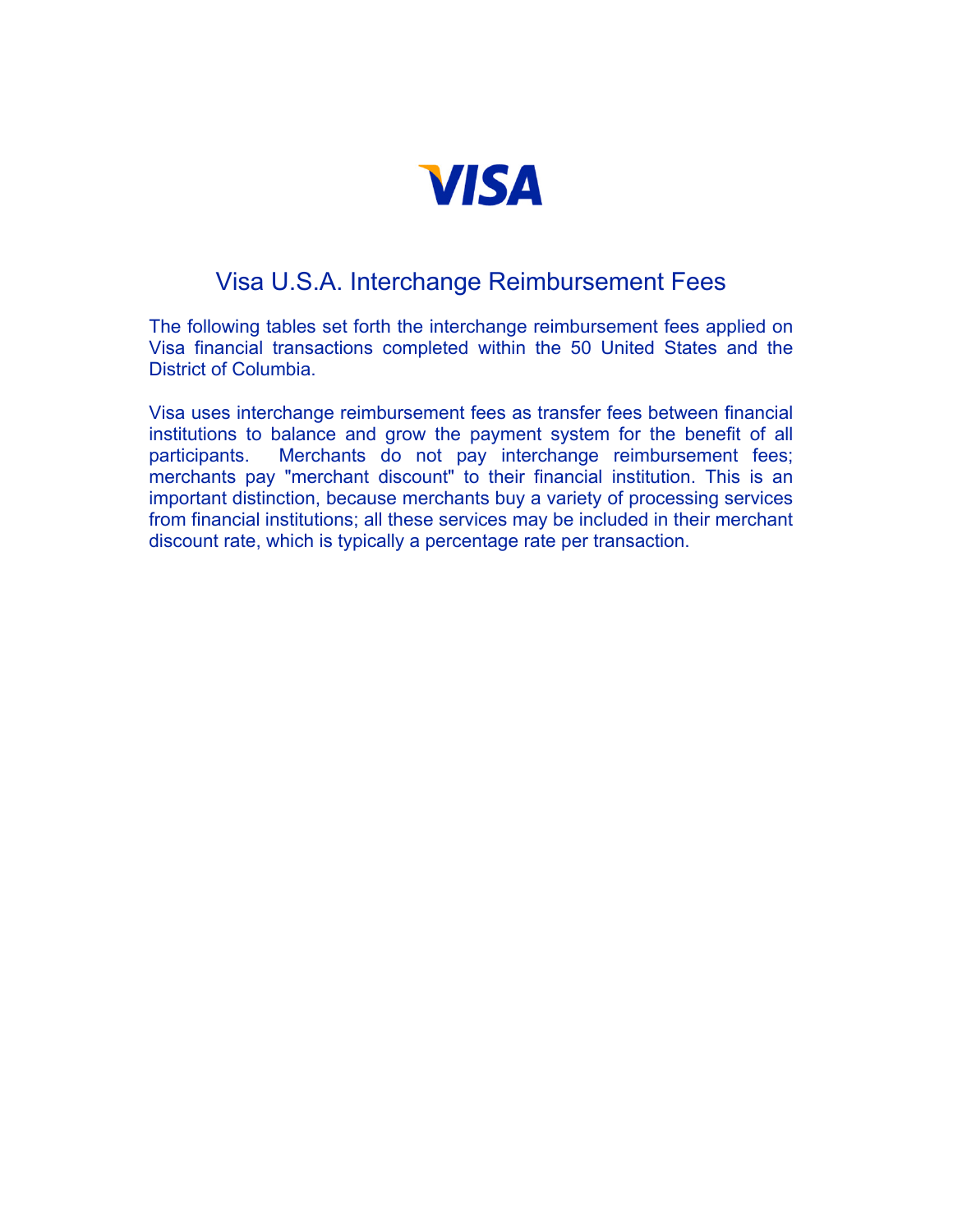VISA

# Visa U.S.A. Interchange Reimbursement Fees

The following tables set forth the interchange reimbursement fees applied on Visa financial transactions completed within the 50 United States and the District of Columbia.

Visa uses interchange reimbursement fees as transfer fees between financial institutions to balance and grow the payment system for the benefit of all participants. Merchants do not pay interchange reimbursement fees; merchants pay "merchant discount" to their financial institution. This is an important distinction, because merchants buy a variety of processing services from financial institutions; all these services may be included in their merchant discount rate, which is typically a percentage rate per transaction.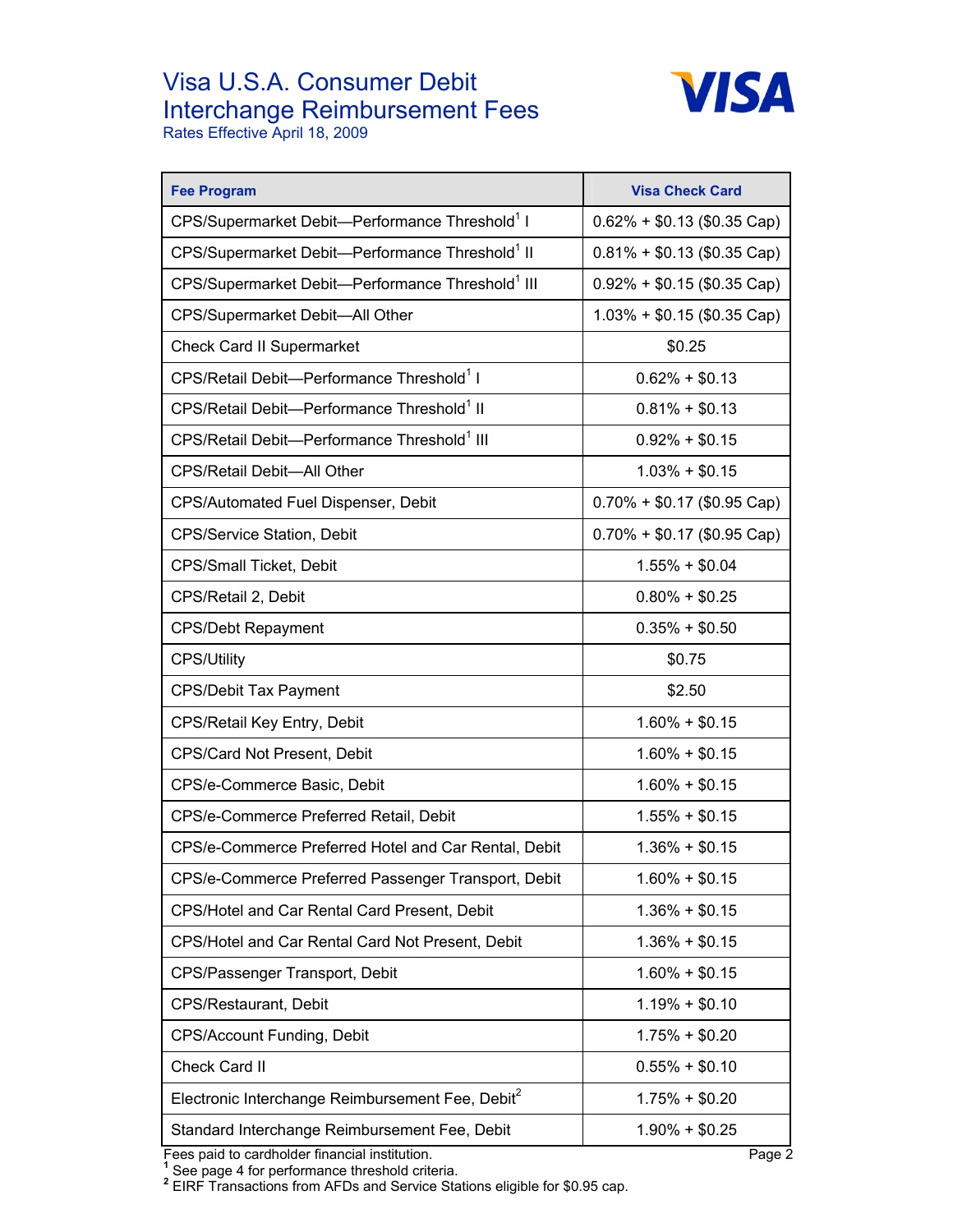# Visa U.S.A. Consumer Debit Interchange Reimbursement Fees

Rates Effective April 18, 2009

| Fee Program | Visa Check Card |
|---|---|
| CPS/Supermarket Debit—Performance Threshold[1] I | 0.62% + $0.13 ($0.35 Cap) |
| CPS/Supermarket Debit—Performance Threshold[1] II | 0.81% + $0.13 ($0.35 Cap) |
| CPS/Supermarket Debit—Performance Threshold[1] III | 0.92% + $0.15 ($0.35 Cap) |
| CPS/Supermarket Debit—All Other | 1.03% + $0.15 ($0.35 Cap) |
| Check Card II Supermarket | $0.25 |
| CPS/Retail Debit—Performance Threshold[1] I | 0.62% + $0.13 |
| CPS/Retail Debit—Performance Threshold[1] II | 0.81% + $0.13 |
| CPS/Retail Debit—Performance Threshold[1] III | 0.92% + $0.15 |
| CPS/Retail Debit—All Other | 1.03% + $0.15 |
| CPS/Automated Fuel Dispenser, Debit | 0.70% + $0.17 ($0.95 Cap) |
| CPS/Service Station, Debit | 0.70% + $0.17 ($0.95 Cap) |
| CPS/Small Ticket, Debit | 1.55% + $0.04 |
| CPS/Retail 2, Debit | 0.80% + $0.25 |
| CPS/Debt Repayment | 0.35% + $0.50 |
| CPS/Utility | $0.75 |
| CPS/Debit Tax Payment | $2.50 |
| CPS/Retail Key Entry, Debit | 1.60% + $0.15 |
| CPS/Card Not Present, Debit | 1.60% + $0.15 |
| CPS/e-Commerce Basic, Debit | 1.60% + $0.15 |
| CPS/e-Commerce Preferred Retail, Debit | 1.55% + $0.15 |
| CPS/e-Commerce Preferred Hotel and Car Rental, Debit | 1.36% + $0.15 |
| CPS/e-Commerce Preferred Passenger Transport, Debit | 1.60% + $0.15 |
| CPS/Hotel and Car Rental Card Present, Debit | 1.36% + $0.15 |
| CPS/Hotel and Car Rental Card Not Present, Debit | 1.36% + $0.15 |
| CPS/Passenger Transport, Debit | 1.60% + $0.15 |
| CPS/Restaurant, Debit | 1.19% + $0.10 |
| CPS/Account Funding, Debit | 1.75% + $0.20 |
| Check Card II | 0.55% + $0.10 |
| Electronic Interchange Reimbursement Fee, Debit[2] | 1.75% + $0.20 |
| Standard Interchange Reimbursement Fee, Debit | 1.90% + $0.25 |

Fees paid to cardholder financial institution.

[1] See page 4 for performance threshold criteria.

[2] EIRF Transactions from AFDs and Service Stations eligible for $0.95 cap.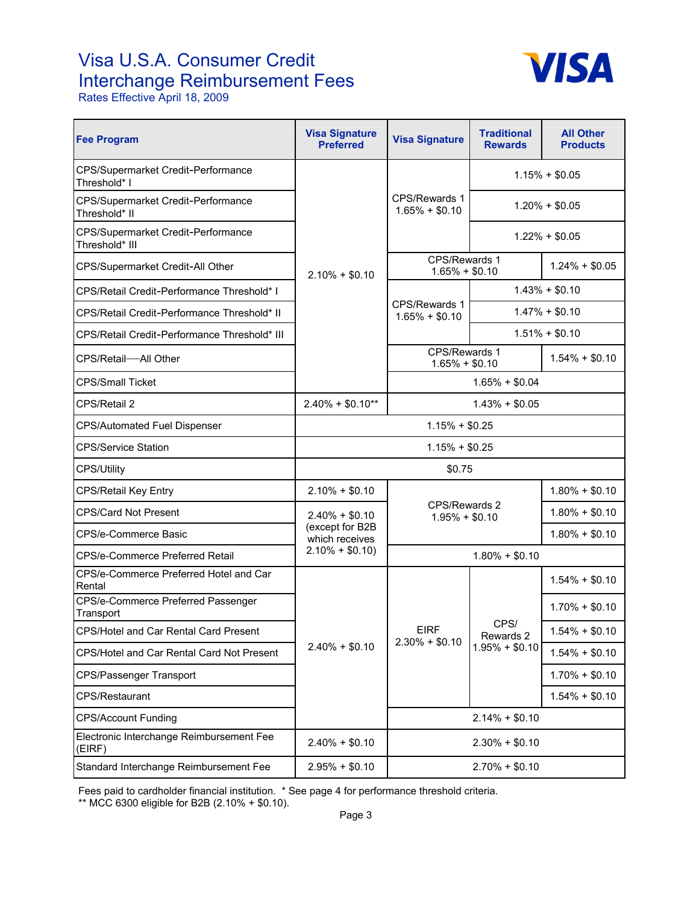# Visa U.S.A. Consumer Credit Interchange Reimbursement Fees

Rates Effective April 18, 2009

| Fee Program | Visa Signature Preferred | Visa Signature | Traditional Rewards | All Other Products |
|---|---|---|---|---|
| CPS/Supermarket Credit-Performance Threshold* I | 2.10% + $0.10 | CPS/Rewards 1 1.65% + $0.10 | 1.15% + $0.05 | 1.15% + $0.05 |
| CPS/Supermarket Credit-Performance Threshold* II | 2.10% + $0.10 | CPS/Rewards 1 1.65% + $0.10 | 1.20% + $0.05 | 1.20% + $0.05 |
| CPS/Supermarket Credit-Performance Threshold* III | 2.10% + $0.10 | CPS/Rewards 1 1.65% + $0.10 | 1.22% + $0.05 | 1.22% + $0.05 |
| CPS/Supermarket Credit-All Other | 2.10% + $0.10 | CPS/Rewards 1 1.65% + $0.10 | CPS/Rewards 1 1.65% + $0.10 | 1.24% + $0.05 |
| CPS/Retail Credit-Performance Threshold* I | 2.10% + $0.10 | CPS/Rewards 1 1.65% + $0.10 | 1.43% + $0.10 | 1.43% + $0.10 |
| CPS/Retail Credit-Performance Threshold* II | 2.10% + $0.10 | CPS/Rewards 1 1.65% + $0.10 | 1.47% + $0.10 | 1.47% + $0.10 |
| CPS/Retail Credit-Performance Threshold* III | 2.10% + $0.10 | CPS/Rewards 1 1.65% + $0.10 | 1.51% + $0.10 | 1.51% + $0.10 |
| CPS/Retail—All Other | 2.10% + $0.10 | CPS/Rewards 1 1.65% + $0.10 | CPS/Rewards 1 1.65% + $0.10 | 1.54% + $0.10 |
| CPS/Small Ticket | 2.10% + $0.10 | 1.65% + $0.04 | 1.65% + $0.04 | 1.65% + $0.04 |
| CPS/Retail 2 | 2.40% + $0.10** | 1.43% + $0.05 | 1.43% + $0.05 | 1.43% + $0.05 |
| CPS/Automated Fuel Dispenser | 1.15% + $0.25 | 1.15% + $0.25 | 1.15% + $0.25 | 1.15% + $0.25 |
| CPS/Service Station | 1.15% + $0.25 | 1.15% + $0.25 | 1.15% + $0.25 | 1.15% + $0.25 |
| CPS/Utility | $0.75 | $0.75 | $0.75 | $0.75 |
| CPS/Retail Key Entry | 2.10% + $0.10 | CPS/Rewards 2 1.95% + $0.10 | CPS/Rewards 2 1.95% + $0.10 | 1.80% + $0.10 |
| CPS/Card Not Present | 2.40% + $0.10 (except for B2B which receives 2.10% + $0.10) | CPS/Rewards 2 1.95% + $0.10 | CPS/Rewards 2 1.95% + $0.10 | 1.80% + $0.10 |
| CPS/e-Commerce Basic | 2.40% + $0.10 (except for B2B which receives 2.10% + $0.10) | CPS/Rewards 2 1.95% + $0.10 | CPS/Rewards 2 1.95% + $0.10 | 1.80% + $0.10 |
| CPS/e-Commerce Preferred Retail | 2.40% + $0.10 (except for B2B which receives 2.10% + $0.10) | 1.80% + $0.10 | 1.80% + $0.10 | 1.80% + $0.10 |
| CPS/e-Commerce Preferred Hotel and Car Rental | 2.40% + $0.10 | EIRF 2.30% + $0.10 | CPS/Rewards 2 1.95% + $0.10 | 1.54% + $0.10 |
| CPS/e-Commerce Preferred Passenger Transport | 2.40% + $0.10 | EIRF 2.30% + $0.10 | CPS/Rewards 2 1.95% + $0.10 | 1.70% + $0.10 |
| CPS/Hotel and Car Rental Card Present | 2.40% + $0.10 | EIRF 2.30% + $0.10 | CPS/Rewards 2 1.95% + $0.10 | 1.54% + $0.10 |
| CPS/Hotel and Car Rental Card Not Present | 2.40% + $0.10 | EIRF 2.30% + $0.10 | CPS/Rewards 2 1.95% + $0.10 | 1.54% + $0.10 |
| CPS/Passenger Transport | 2.40% + $0.10 | EIRF 2.30% + $0.10 | CPS/Rewards 2 1.95% + $0.10 | 1.70% + $0.10 |
| CPS/Restaurant | 2.40% + $0.10 | EIRF 2.30% + $0.10 | CPS/Rewards 2 1.95% + $0.10 | 1.54% + $0.10 |
| CPS/Account Funding | 2.40% + $0.10 | 2.14% + $0.10 | 2.14% + $0.10 | 2.14% + $0.10 |
| Electronic Interchange Reimbursement Fee (EIRF) | 2.40% + $0.10 | 2.30% + $0.10 | 2.30% + $0.10 | 2.30% + $0.10 |
| Standard Interchange Reimbursement Fee | 2.95% + $0.10 | 2.70% + $0.10 | 2.70% + $0.10 | 2.70% + $0.10 |

Fees paid to cardholder financial institution. * See page 4 for performance threshold criteria.
** MCC 6300 eligible for B2B (2.10% + $0.10).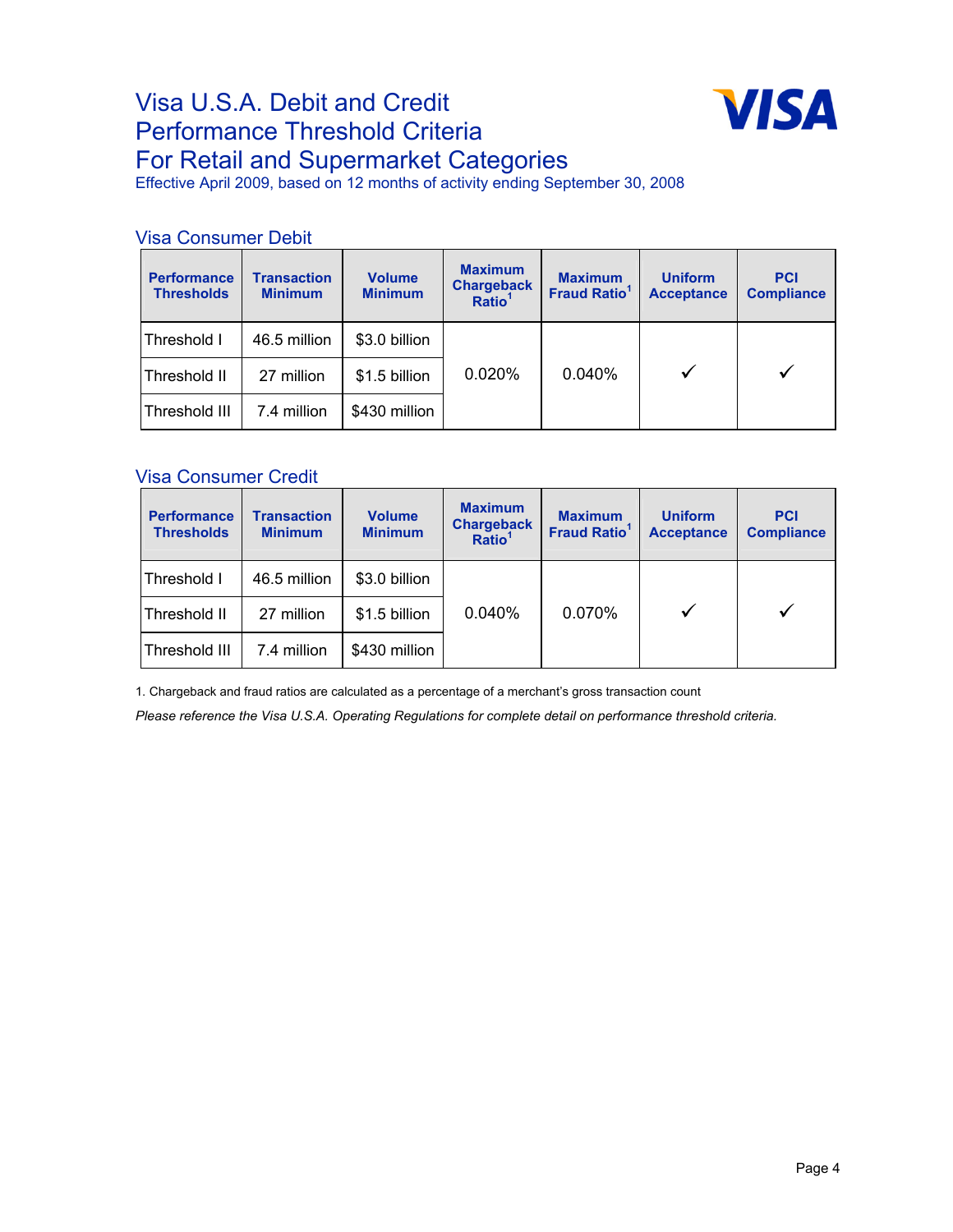# Visa U.S.A. Debit and Credit Performance Threshold Criteria For Retail and Supermarket Categories

Effective April 2009, based on 12 months of activity ending September 30, 2008

## Visa Consumer Debit

| Performance Thresholds | Transaction Minimum | Volume Minimum | Maximum Chargeback Ratio[1] | Maximum Fraud Ratio[1] | Uniform Acceptance | PCI Compliance |
|---|---|---|---|---|---|---|
| Threshold I | 46.5 million | $3.0 billion | 0.020% | 0.040% | ✓ | ✓ |
| Threshold II | 27 million | $1.5 billion | | | | |
| Threshold III | 7.4 million | $430 million | | | | |

## Visa Consumer Credit

| Performance Thresholds | Transaction Minimum | Volume Minimum | Maximum Chargeback Ratio[1] | Maximum Fraud Ratio[1] | Uniform Acceptance | PCI Compliance |
|---|---|---|---|---|---|---|
| Threshold I | 46.5 million | $3.0 billion | 0.040% | 0.070% | ✓ | ✓ |
| Threshold II | 27 million | $1.5 billion | | | | |
| Threshold III | 7.4 million | $430 million | | | | |

1. Chargeback and fraud ratios are calculated as a percentage of a merchant's gross transaction count

*Please reference the Visa U.S.A. Operating Regulations for complete detail on performance threshold criteria.*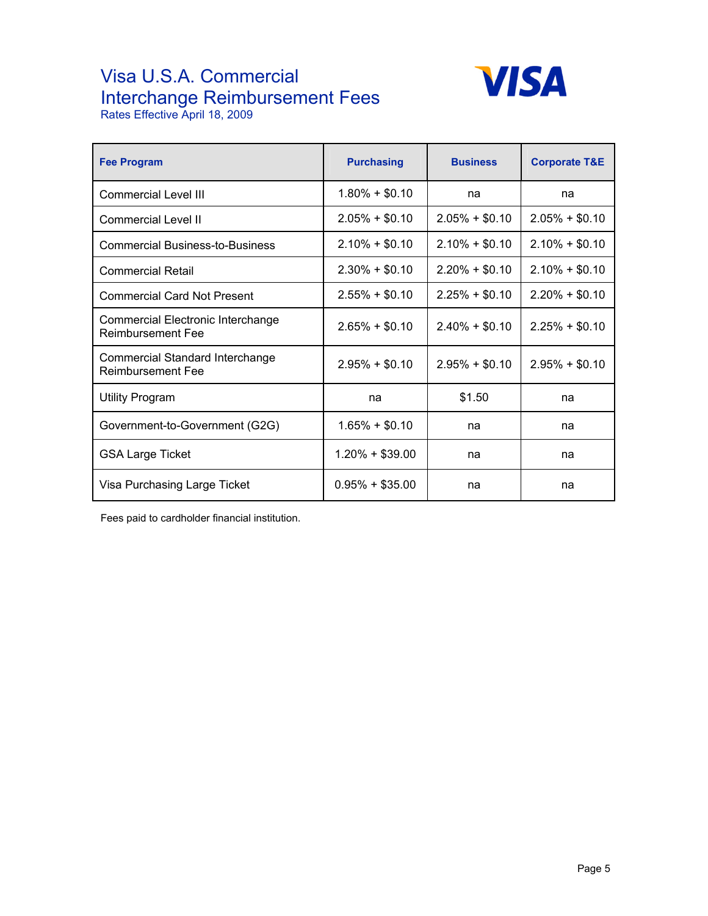# Visa U.S.A. Commercial Interchange Reimbursement Fees

Rates Effective April 18, 2009

| Fee Program | Purchasing | Business | Corporate T&E |
|---|---|---|---|
| Commercial Level III | 1.80% + $0.10 | na | na |
| Commercial Level II | 2.05% + $0.10 | 2.05% + $0.10 | 2.05% + $0.10 |
| Commercial Business-to-Business | 2.10% + $0.10 | 2.10% + $0.10 | 2.10% + $0.10 |
| Commercial Retail | 2.30% + $0.10 | 2.20% + $0.10 | 2.10% + $0.10 |
| Commercial Card Not Present | 2.55% + $0.10 | 2.25% + $0.10 | 2.20% + $0.10 |
| Commercial Electronic Interchange Reimbursement Fee | 2.65% + $0.10 | 2.40% + $0.10 | 2.25% + $0.10 |
| Commercial Standard Interchange Reimbursement Fee | 2.95% + $0.10 | 2.95% + $0.10 | 2.95% + $0.10 |
| Utility Program | na | $1.50 | na |
| Government-to-Government (G2G) | 1.65% + $0.10 | na | na |
| GSA Large Ticket | 1.20% + $39.00 | na | na |
| Visa Purchasing Large Ticket | 0.95% + $35.00 | na | na |

Fees paid to cardholder financial institution.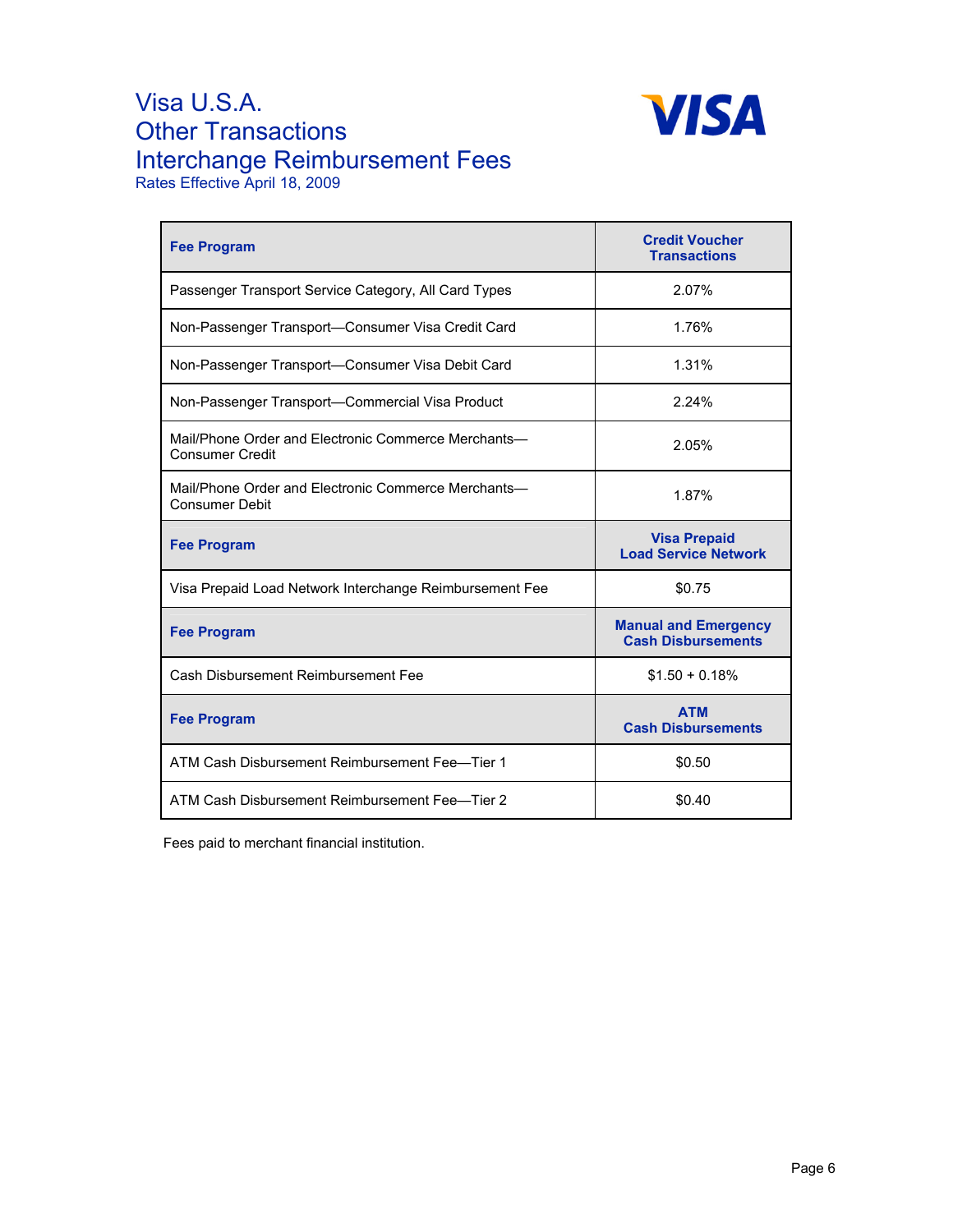# Visa U.S.A.
# Other Transactions
# Interchange Reimbursement Fees

Rates Effective April 18, 2009

| Fee Program | Credit Voucher Transactions |
|---|---|
| Passenger Transport Service Category, All Card Types | 2.07% |
| Non-Passenger Transport—Consumer Visa Credit Card | 1.76% |
| Non-Passenger Transport—Consumer Visa Debit Card | 1.31% |
| Non-Passenger Transport—Commercial Visa Product | 2.24% |
| Mail/Phone Order and Electronic Commerce Merchants—Consumer Credit | 2.05% |
| Mail/Phone Order and Electronic Commerce Merchants—Consumer Debit | 1.87% |
| **Fee Program** | **Visa Prepaid Load Service Network** |
| Visa Prepaid Load Network Interchange Reimbursement Fee | $0.75 |
| **Fee Program** | **Manual and Emergency Cash Disbursements** |
| Cash Disbursement Reimbursement Fee | $1.50 + 0.18% |
| **Fee Program** | **ATM Cash Disbursements** |
| ATM Cash Disbursement Reimbursement Fee—Tier 1 | $0.50 |
| ATM Cash Disbursement Reimbursement Fee—Tier 2 | $0.40 |

Fees paid to merchant financial institution.